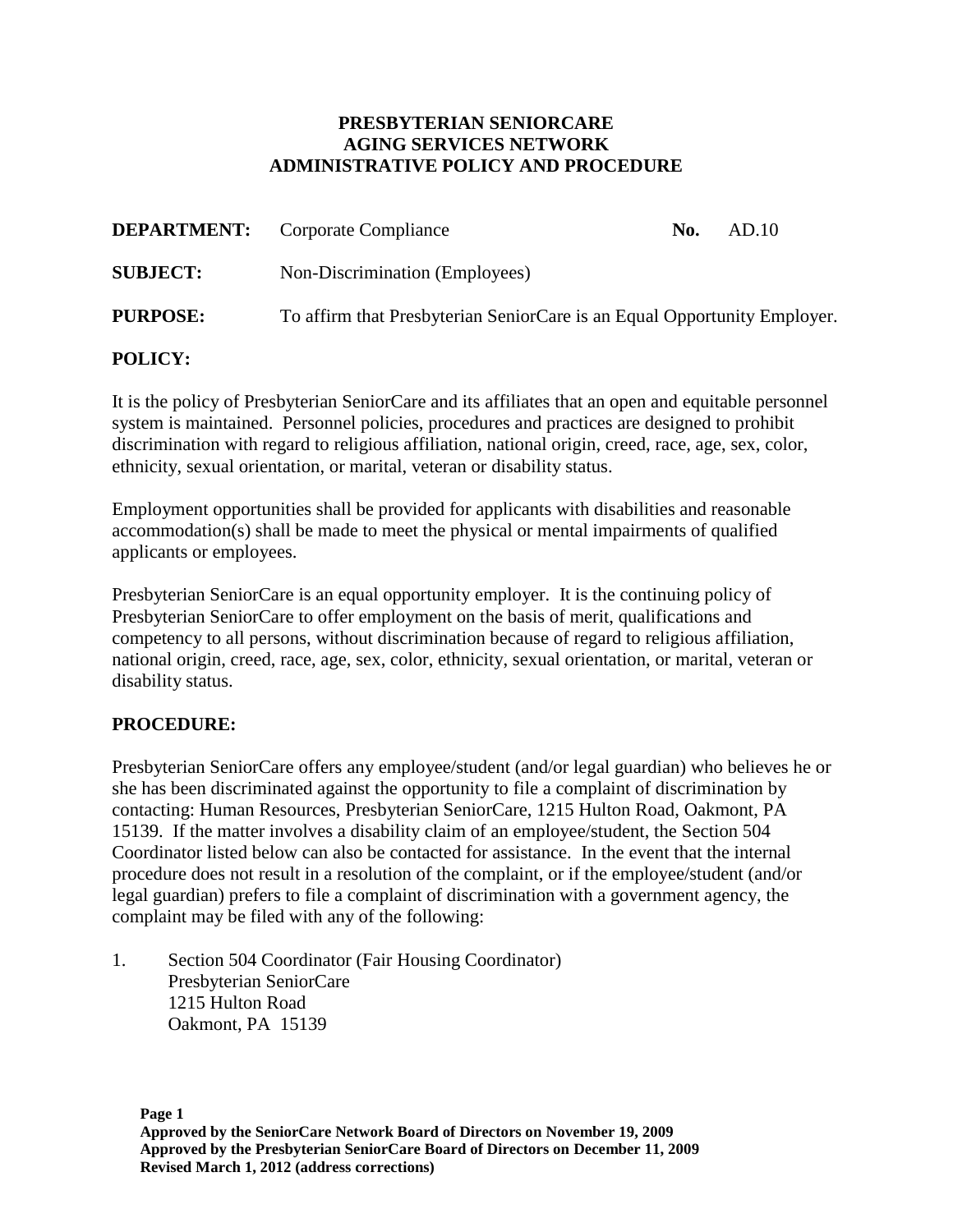**PRESBYTERIAN SENIORCARE**
**AGING SERVICES NETWORK**
**ADMINISTRATIVE POLICY AND PROCEDURE**

**DEPARTMENT:** Corporate Compliance **No.** AD.10

**SUBJECT:** Non-Discrimination (Employees)

**PURPOSE:** To affirm that Presbyterian SeniorCare is an Equal Opportunity Employer.

## POLICY:

It is the policy of Presbyterian SeniorCare and its affiliates that an open and equitable personnel system is maintained. Personnel policies, procedures and practices are designed to prohibit discrimination with regard to religious affiliation, national origin, creed, race, age, sex, color, ethnicity, sexual orientation, or marital, veteran or disability status.

Employment opportunities shall be provided for applicants with disabilities and reasonable accommodation(s) shall be made to meet the physical or mental impairments of qualified applicants or employees.

Presbyterian SeniorCare is an equal opportunity employer. It is the continuing policy of Presbyterian SeniorCare to offer employment on the basis of merit, qualifications and competency to all persons, without discrimination because of regard to religious affiliation, national origin, creed, race, age, sex, color, ethnicity, sexual orientation, or marital, veteran or disability status.

## PROCEDURE:

Presbyterian SeniorCare offers any employee/student (and/or legal guardian) who believes he or she has been discriminated against the opportunity to file a complaint of discrimination by contacting: Human Resources, Presbyterian SeniorCare, 1215 Hulton Road, Oakmont, PA 15139. If the matter involves a disability claim of an employee/student, the Section 504 Coordinator listed below can also be contacted for assistance. In the event that the internal procedure does not result in a resolution of the complaint, or if the employee/student (and/or legal guardian) prefers to file a complaint of discrimination with a government agency, the complaint may be filed with any of the following:

1. Section 504 Coordinator (Fair Housing Coordinator)
   Presbyterian SeniorCare
   1215 Hulton Road
   Oakmont, PA 15139

**Approved by the SeniorCare Network Board of Directors on November 19, 2009**
**Approved by the Presbyterian SeniorCare Board of Directors on December 11, 2009**
**Revised March 1, 2012 (address corrections)**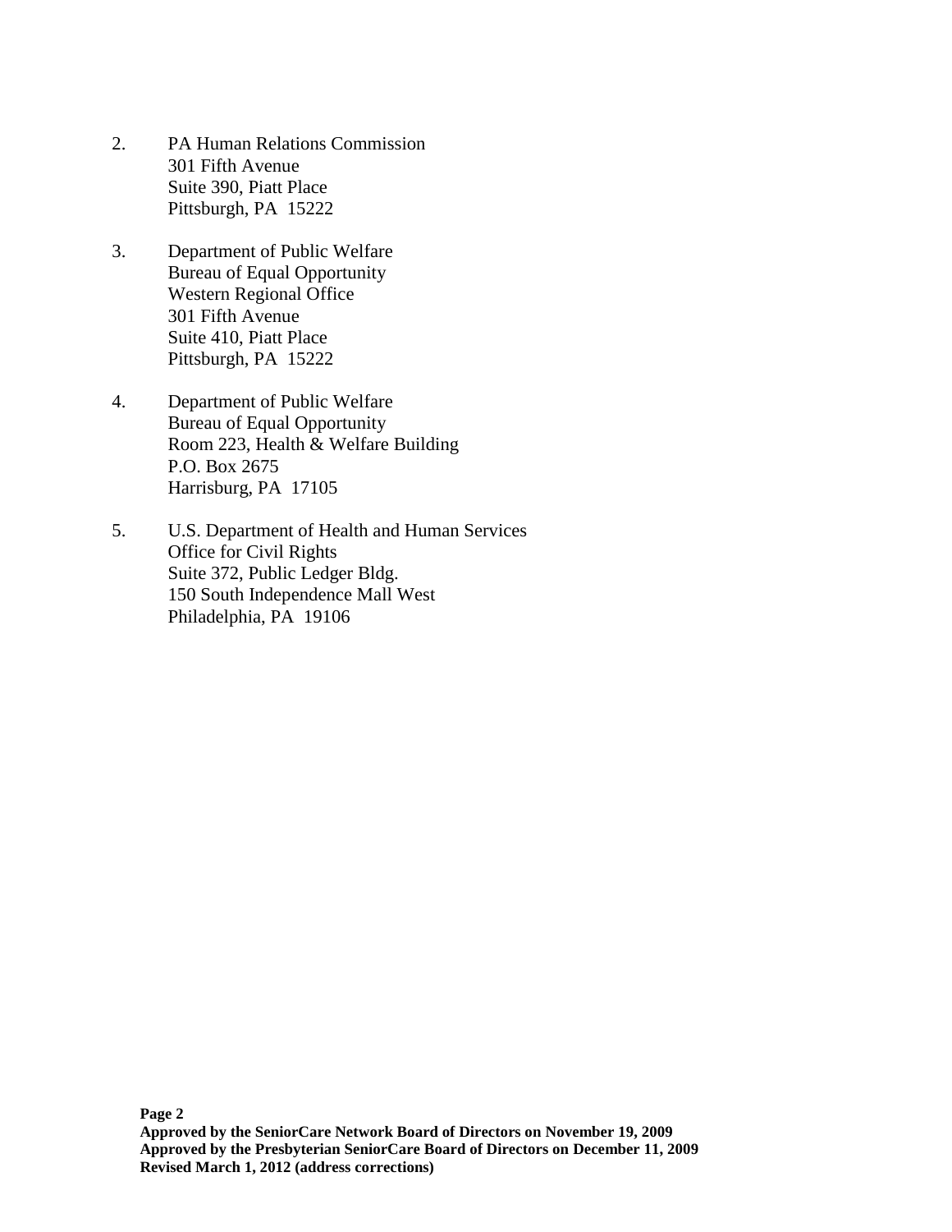2. PA Human Relations Commission
   301 Fifth Avenue
   Suite 390, Piatt Place
   Pittsburgh, PA 15222

3. Department of Public Welfare
   Bureau of Equal Opportunity
   Western Regional Office
   301 Fifth Avenue
   Suite 410, Piatt Place
   Pittsburgh, PA 15222

4. Department of Public Welfare
   Bureau of Equal Opportunity
   Room 223, Health & Welfare Building
   P.O. Box 2675
   Harrisburg, PA 17105

5. U.S. Department of Health and Human Services
   Office for Civil Rights
   Suite 372, Public Ledger Bldg.
   150 South Independence Mall West
   Philadelphia, PA 19106

**Approved by the SeniorCare Network Board of Directors on November 19, 2009**
**Approved by the Presbyterian SeniorCare Board of Directors on December 11, 2009**
**Revised March 1, 2012 (address corrections)**